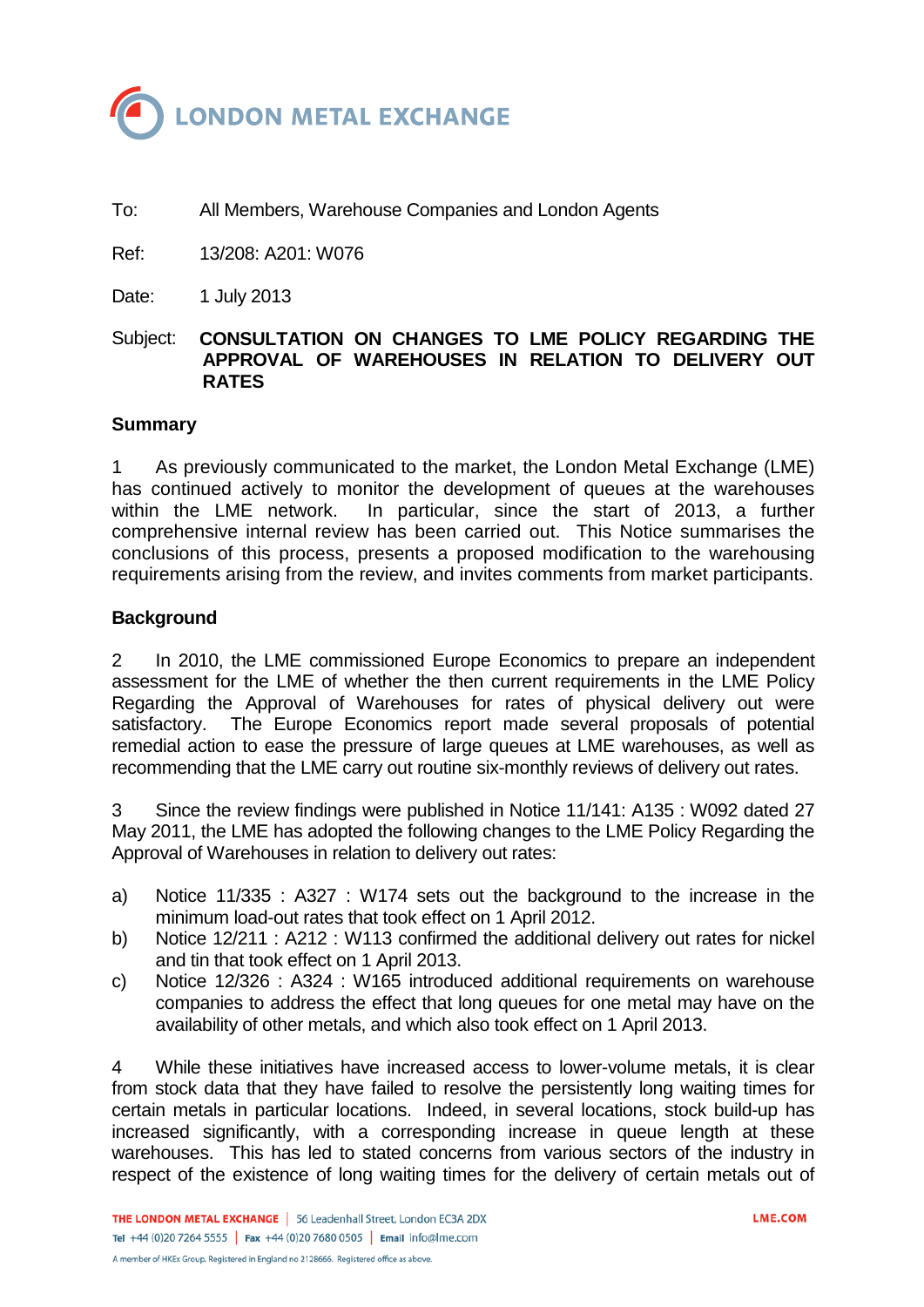# LONDON METAL EXCHANGE

To: All Members, Warehouse Companies and London Agents

Ref: 13/208: A201: W076

Date: 1 July 2013

Subject: **CONSULTATION ON CHANGES TO LME POLICY REGARDING THE APPROVAL OF WAREHOUSES IN RELATION TO DELIVERY OUT RATES**

## Summary

1 As previously communicated to the market, the London Metal Exchange (LME) has continued actively to monitor the development of queues at the warehouses within the LME network. In particular, since the start of 2013, a further comprehensive internal review has been carried out. This Notice summarises the conclusions of this process, presents a proposed modification to the warehousing requirements arising from the review, and invites comments from market participants.

## Background

2 In 2010, the LME commissioned Europe Economics to prepare an independent assessment for the LME of whether the then current requirements in the LME Policy Regarding the Approval of Warehouses for rates of physical delivery out were satisfactory. The Europe Economics report made several proposals of potential remedial action to ease the pressure of large queues at LME warehouses, as well as recommending that the LME carry out routine six-monthly reviews of delivery out rates.

3 Since the review findings were published in Notice 11/141: A135 : W092 dated 27 May 2011, the LME has adopted the following changes to the LME Policy Regarding the Approval of Warehouses in relation to delivery out rates:

a) Notice 11/335 : A327 : W174 sets out the background to the increase in the minimum load-out rates that took effect on 1 April 2012.

b) Notice 12/211 : A212 : W113 confirmed the additional delivery out rates for nickel and tin that took effect on 1 April 2013.

c) Notice 12/326 : A324 : W165 introduced additional requirements on warehouse companies to address the effect that long queues for one metal may have on the availability of other metals, and which also took effect on 1 April 2013.

4 While these initiatives have increased access to lower-volume metals, it is clear from stock data that they have failed to resolve the persistently long waiting times for certain metals in particular locations. Indeed, in several locations, stock build-up has increased significantly, with a corresponding increase in queue length at these warehouses. This has led to stated concerns from various sectors of the industry in respect of the existence of long waiting times for the delivery of certain metals out of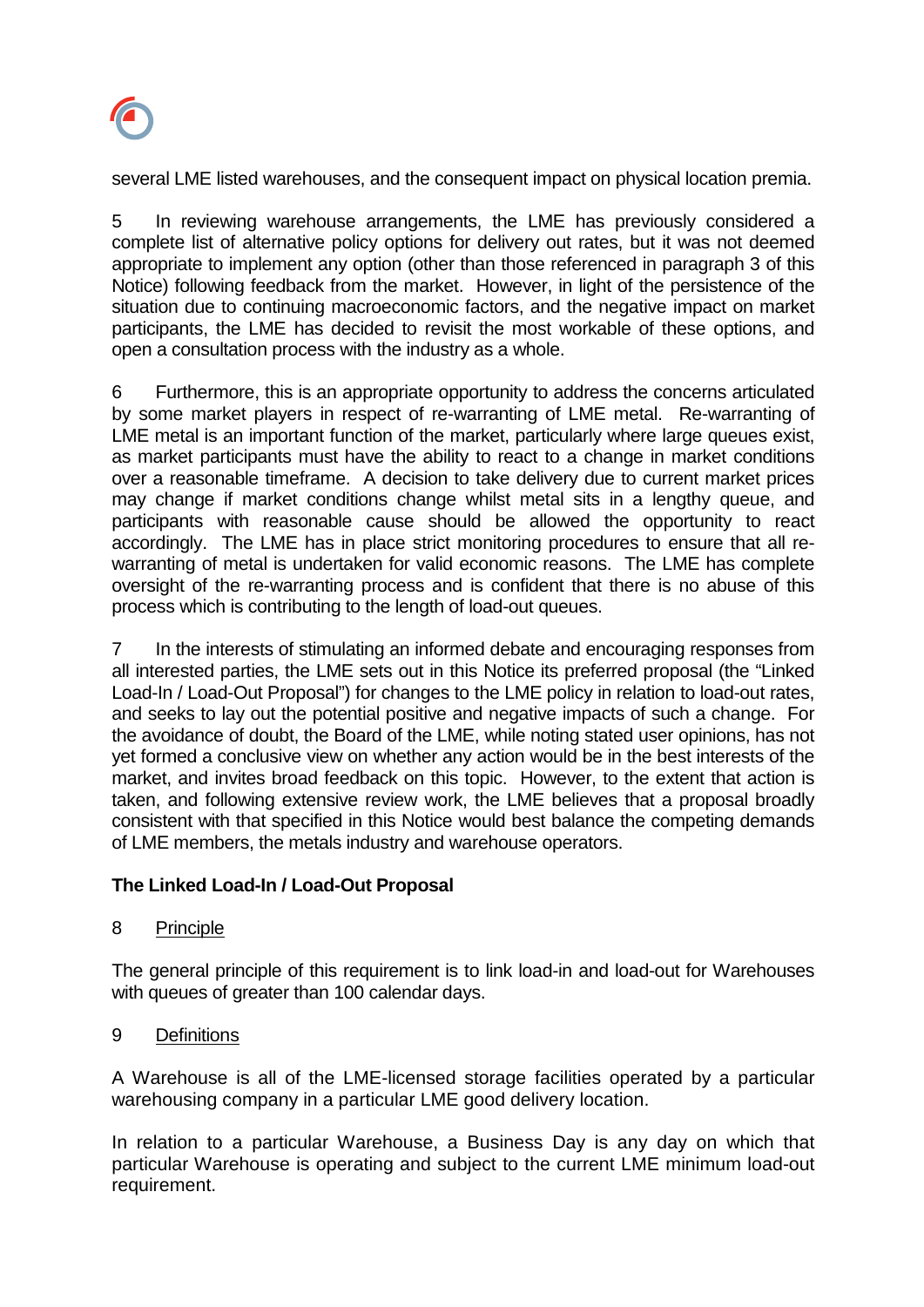several LME listed warehouses, and the consequent impact on physical location premia.

5 In reviewing warehouse arrangements, the LME has previously considered a complete list of alternative policy options for delivery out rates, but it was not deemed appropriate to implement any option (other than those referenced in paragraph 3 of this Notice) following feedback from the market. However, in light of the persistence of the situation due to continuing macroeconomic factors, and the negative impact on market participants, the LME has decided to revisit the most workable of these options, and open a consultation process with the industry as a whole.

6 Furthermore, this is an appropriate opportunity to address the concerns articulated by some market players in respect of re-warranting of LME metal. Re-warranting of LME metal is an important function of the market, particularly where large queues exist, as market participants must have the ability to react to a change in market conditions over a reasonable timeframe. A decision to take delivery due to current market prices may change if market conditions change whilst metal sits in a lengthy queue, and participants with reasonable cause should be allowed the opportunity to react accordingly. The LME has in place strict monitoring procedures to ensure that all re-warranting of metal is undertaken for valid economic reasons. The LME has complete oversight of the re-warranting process and is confident that there is no abuse of this process which is contributing to the length of load-out queues.

7 In the interests of stimulating an informed debate and encouraging responses from all interested parties, the LME sets out in this Notice its preferred proposal (the "Linked Load-In / Load-Out Proposal") for changes to the LME policy in relation to load-out rates, and seeks to lay out the potential positive and negative impacts of such a change. For the avoidance of doubt, the Board of the LME, while noting stated user opinions, has not yet formed a conclusive view on whether any action would be in the best interests of the market, and invites broad feedback on this topic. However, to the extent that action is taken, and following extensive review work, the LME believes that a proposal broadly consistent with that specified in this Notice would best balance the competing demands of LME members, the metals industry and warehouse operators.

**The Linked Load-In / Load-Out Proposal**

8 Principle

The general principle of this requirement is to link load-in and load-out for Warehouses with queues of greater than 100 calendar days.

9 Definitions

A Warehouse is all of the LME-licensed storage facilities operated by a particular warehousing company in a particular LME good delivery location.

In relation to a particular Warehouse, a Business Day is any day on which that particular Warehouse is operating and subject to the current LME minimum load-out requirement.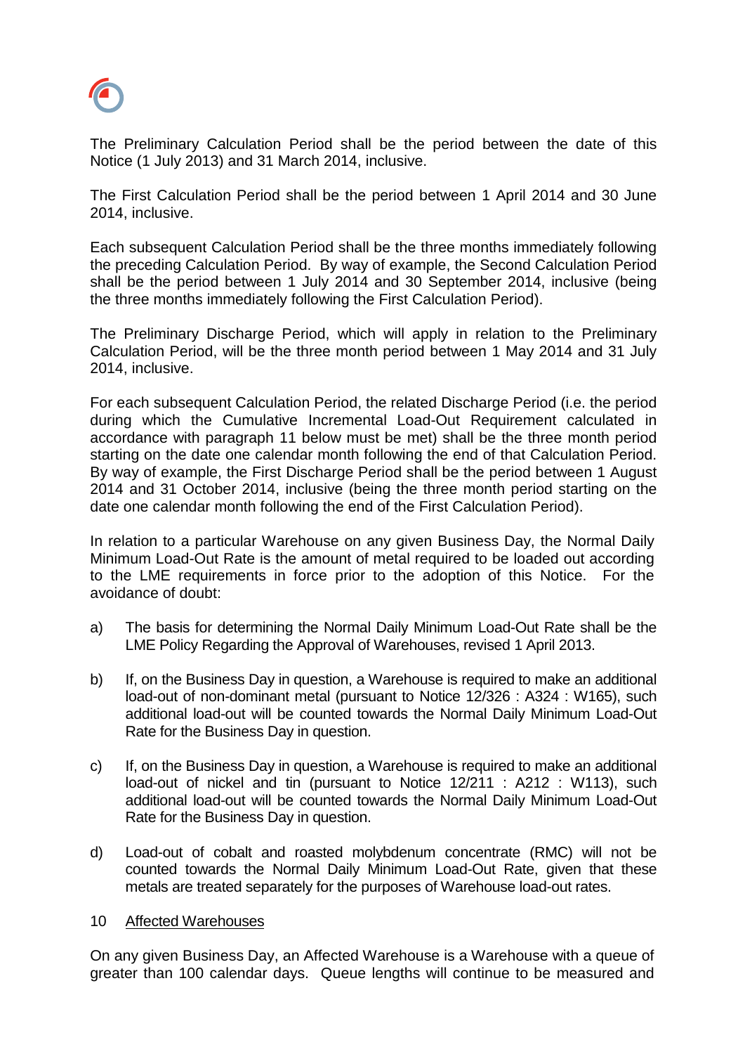The Preliminary Calculation Period shall be the period between the date of this Notice (1 July 2013) and 31 March 2014, inclusive.

The First Calculation Period shall be the period between 1 April 2014 and 30 June 2014, inclusive.

Each subsequent Calculation Period shall be the three months immediately following the preceding Calculation Period. By way of example, the Second Calculation Period shall be the period between 1 July 2014 and 30 September 2014, inclusive (being the three months immediately following the First Calculation Period).

The Preliminary Discharge Period, which will apply in relation to the Preliminary Calculation Period, will be the three month period between 1 May 2014 and 31 July 2014, inclusive.

For each subsequent Calculation Period, the related Discharge Period (i.e. the period during which the Cumulative Incremental Load-Out Requirement calculated in accordance with paragraph 11 below must be met) shall be the three month period starting on the date one calendar month following the end of that Calculation Period. By way of example, the First Discharge Period shall be the period between 1 August 2014 and 31 October 2014, inclusive (being the three month period starting on the date one calendar month following the end of the First Calculation Period).

In relation to a particular Warehouse on any given Business Day, the Normal Daily Minimum Load-Out Rate is the amount of metal required to be loaded out according to the LME requirements in force prior to the adoption of this Notice. For the avoidance of doubt:

a) The basis for determining the Normal Daily Minimum Load-Out Rate shall be the LME Policy Regarding the Approval of Warehouses, revised 1 April 2013.

b) If, on the Business Day in question, a Warehouse is required to make an additional load-out of non-dominant metal (pursuant to Notice 12/326 : A324 : W165), such additional load-out will be counted towards the Normal Daily Minimum Load-Out Rate for the Business Day in question.

c) If, on the Business Day in question, a Warehouse is required to make an additional load-out of nickel and tin (pursuant to Notice 12/211 : A212 : W113), such additional load-out will be counted towards the Normal Daily Minimum Load-Out Rate for the Business Day in question.

d) Load-out of cobalt and roasted molybdenum concentrate (RMC) will not be counted towards the Normal Daily Minimum Load-Out Rate, given that these metals are treated separately for the purposes of Warehouse load-out rates.

## 10 Affected Warehouses

On any given Business Day, an Affected Warehouse is a Warehouse with a queue of greater than 100 calendar days. Queue lengths will continue to be measured and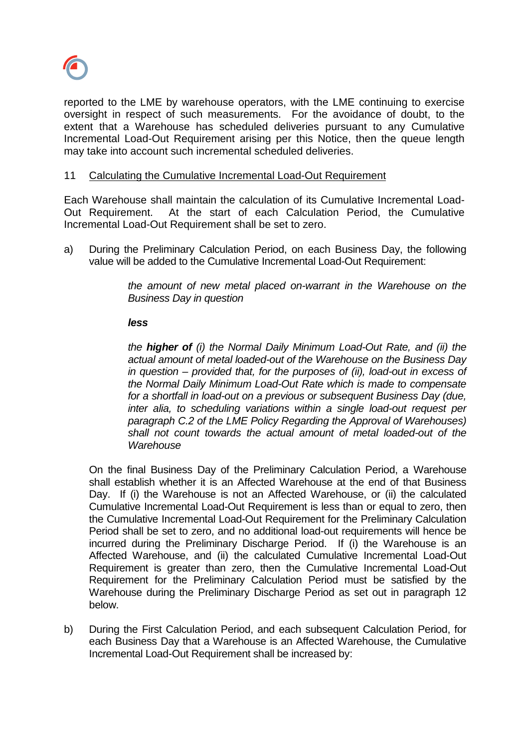reported to the LME by warehouse operators, with the LME continuing to exercise oversight in respect of such measurements. For the avoidance of doubt, to the extent that a Warehouse has scheduled deliveries pursuant to any Cumulative Incremental Load-Out Requirement arising per this Notice, then the queue length may take into account such incremental scheduled deliveries.

11 Calculating the Cumulative Incremental Load-Out Requirement

Each Warehouse shall maintain the calculation of its Cumulative Incremental Load-Out Requirement. At the start of each Calculation Period, the Cumulative Incremental Load-Out Requirement shall be set to zero.

a) During the Preliminary Calculation Period, on each Business Day, the following value will be added to the Cumulative Incremental Load-Out Requirement:

> *the amount of new metal placed on-warrant in the Warehouse on the Business Day in question*
>
> ***less***
>
> *the **higher of** (i) the Normal Daily Minimum Load-Out Rate, and (ii) the actual amount of metal loaded-out of the Warehouse on the Business Day in question – provided that, for the purposes of (ii), load-out in excess of the Normal Daily Minimum Load-Out Rate which is made to compensate for a shortfall in load-out on a previous or subsequent Business Day (due, inter alia, to scheduling variations within a single load-out request per paragraph C.2 of the LME Policy Regarding the Approval of Warehouses) shall not count towards the actual amount of metal loaded-out of the Warehouse*

On the final Business Day of the Preliminary Calculation Period, a Warehouse shall establish whether it is an Affected Warehouse at the end of that Business Day. If (i) the Warehouse is not an Affected Warehouse, or (ii) the calculated Cumulative Incremental Load-Out Requirement is less than or equal to zero, then the Cumulative Incremental Load-Out Requirement for the Preliminary Calculation Period shall be set to zero, and no additional load-out requirements will hence be incurred during the Preliminary Discharge Period. If (i) the Warehouse is an Affected Warehouse, and (ii) the calculated Cumulative Incremental Load-Out Requirement is greater than zero, then the Cumulative Incremental Load-Out Requirement for the Preliminary Calculation Period must be satisfied by the Warehouse during the Preliminary Discharge Period as set out in paragraph 12 below.

b) During the First Calculation Period, and each subsequent Calculation Period, for each Business Day that a Warehouse is an Affected Warehouse, the Cumulative Incremental Load-Out Requirement shall be increased by: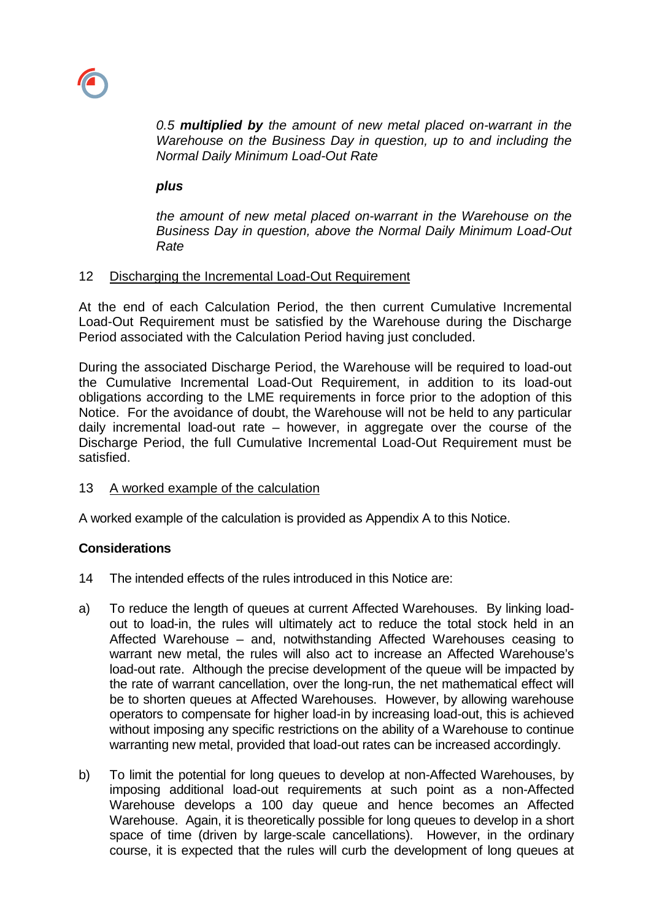*0.5* ***multiplied by*** *the amount of new metal placed on-warrant in the Warehouse on the Business Day in question, up to and including the Normal Daily Minimum Load-Out Rate*

***plus***

*the amount of new metal placed on-warrant in the Warehouse on the Business Day in question, above the Normal Daily Minimum Load-Out Rate*

12 Discharging the Incremental Load-Out Requirement

At the end of each Calculation Period, the then current Cumulative Incremental Load-Out Requirement must be satisfied by the Warehouse during the Discharge Period associated with the Calculation Period having just concluded.

During the associated Discharge Period, the Warehouse will be required to load-out the Cumulative Incremental Load-Out Requirement, in addition to its load-out obligations according to the LME requirements in force prior to the adoption of this Notice. For the avoidance of doubt, the Warehouse will not be held to any particular daily incremental load-out rate – however, in aggregate over the course of the Discharge Period, the full Cumulative Incremental Load-Out Requirement must be satisfied.

13 A worked example of the calculation

A worked example of the calculation is provided as Appendix A to this Notice.

**Considerations**

14 The intended effects of the rules introduced in this Notice are:

a) To reduce the length of queues at current Affected Warehouses. By linking load-out to load-in, the rules will ultimately act to reduce the total stock held in an Affected Warehouse – and, notwithstanding Affected Warehouses ceasing to warrant new metal, the rules will also act to increase an Affected Warehouse's load-out rate. Although the precise development of the queue will be impacted by the rate of warrant cancellation, over the long-run, the net mathematical effect will be to shorten queues at Affected Warehouses. However, by allowing warehouse operators to compensate for higher load-in by increasing load-out, this is achieved without imposing any specific restrictions on the ability of a Warehouse to continue warranting new metal, provided that load-out rates can be increased accordingly.

b) To limit the potential for long queues to develop at non-Affected Warehouses, by imposing additional load-out requirements at such point as a non-Affected Warehouse develops a 100 day queue and hence becomes an Affected Warehouse. Again, it is theoretically possible for long queues to develop in a short space of time (driven by large-scale cancellations). However, in the ordinary course, it is expected that the rules will curb the development of long queues at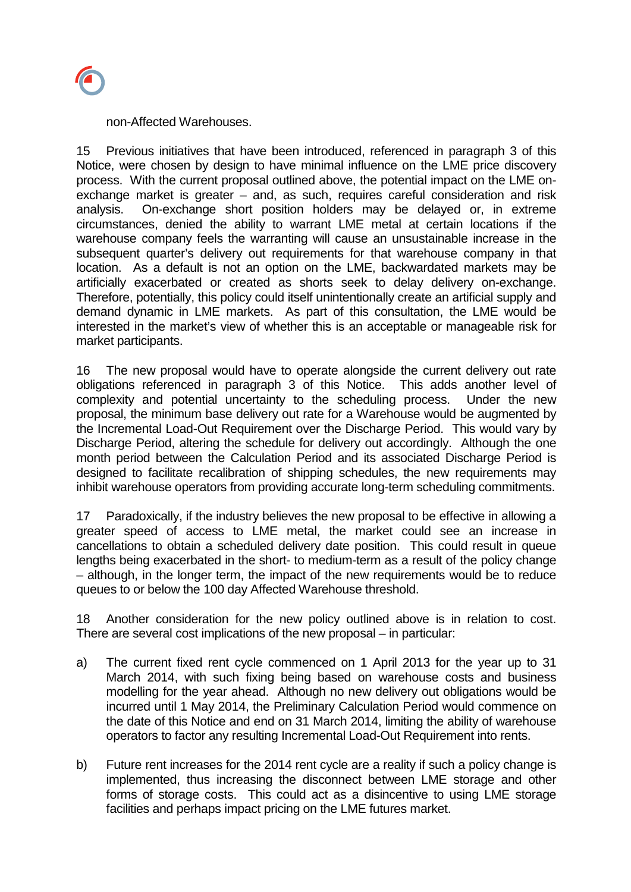non-Affected Warehouses.

15 Previous initiatives that have been introduced, referenced in paragraph 3 of this Notice, were chosen by design to have minimal influence on the LME price discovery process. With the current proposal outlined above, the potential impact on the LME on-exchange market is greater – and, as such, requires careful consideration and risk analysis. On-exchange short position holders may be delayed or, in extreme circumstances, denied the ability to warrant LME metal at certain locations if the warehouse company feels the warranting will cause an unsustainable increase in the subsequent quarter's delivery out requirements for that warehouse company in that location. As a default is not an option on the LME, backwardated markets may be artificially exacerbated or created as shorts seek to delay delivery on-exchange. Therefore, potentially, this policy could itself unintentionally create an artificial supply and demand dynamic in LME markets. As part of this consultation, the LME would be interested in the market's view of whether this is an acceptable or manageable risk for market participants.

16 The new proposal would have to operate alongside the current delivery out rate obligations referenced in paragraph 3 of this Notice. This adds another level of complexity and potential uncertainty to the scheduling process. Under the new proposal, the minimum base delivery out rate for a Warehouse would be augmented by the Incremental Load-Out Requirement over the Discharge Period. This would vary by Discharge Period, altering the schedule for delivery out accordingly. Although the one month period between the Calculation Period and its associated Discharge Period is designed to facilitate recalibration of shipping schedules, the new requirements may inhibit warehouse operators from providing accurate long-term scheduling commitments.

17 Paradoxically, if the industry believes the new proposal to be effective in allowing a greater speed of access to LME metal, the market could see an increase in cancellations to obtain a scheduled delivery date position. This could result in queue lengths being exacerbated in the short- to medium-term as a result of the policy change – although, in the longer term, the impact of the new requirements would be to reduce queues to or below the 100 day Affected Warehouse threshold.

18 Another consideration for the new policy outlined above is in relation to cost. There are several cost implications of the new proposal – in particular:

a) The current fixed rent cycle commenced on 1 April 2013 for the year up to 31 March 2014, with such fixing being based on warehouse costs and business modelling for the year ahead. Although no new delivery out obligations would be incurred until 1 May 2014, the Preliminary Calculation Period would commence on the date of this Notice and end on 31 March 2014, limiting the ability of warehouse operators to factor any resulting Incremental Load-Out Requirement into rents.

b) Future rent increases for the 2014 rent cycle are a reality if such a policy change is implemented, thus increasing the disconnect between LME storage and other forms of storage costs. This could act as a disincentive to using LME storage facilities and perhaps impact pricing on the LME futures market.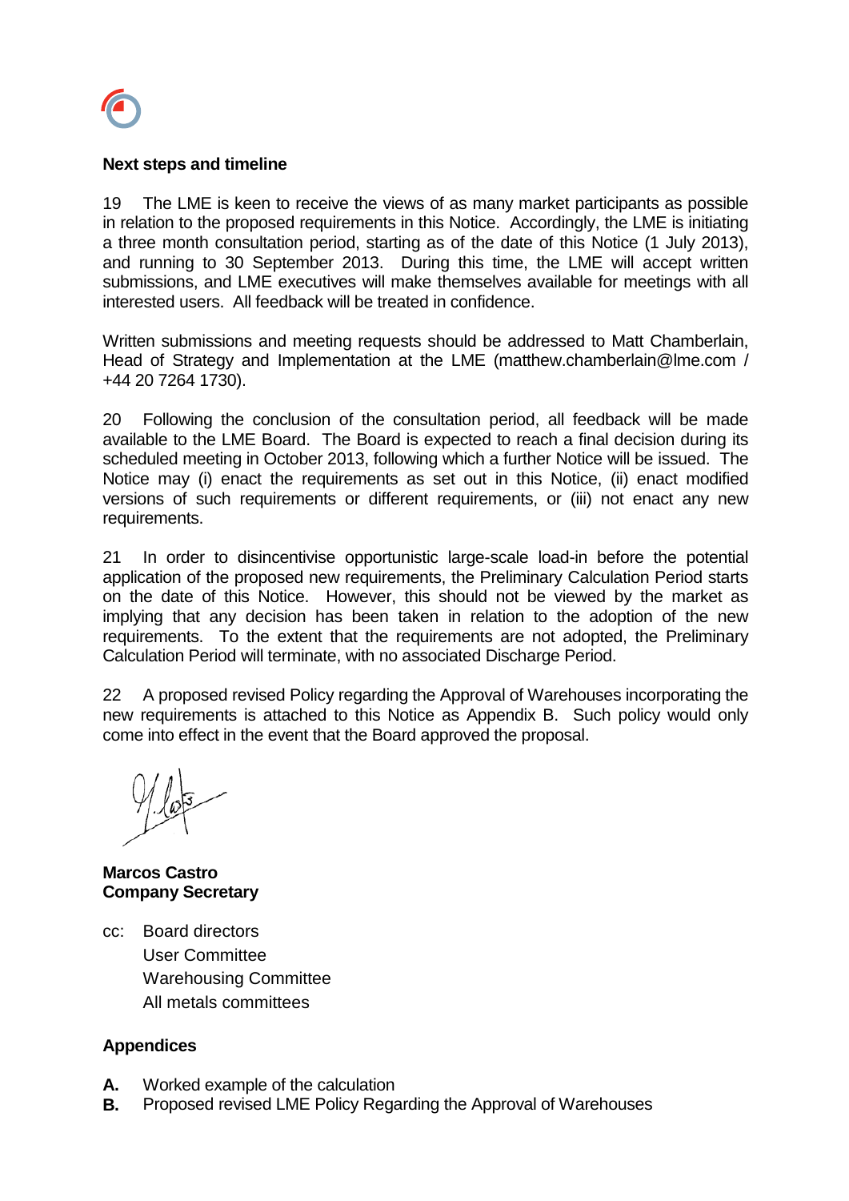**Next steps and timeline**

19 The LME is keen to receive the views of as many market participants as possible in relation to the proposed requirements in this Notice. Accordingly, the LME is initiating a three month consultation period, starting as of the date of this Notice (1 July 2013), and running to 30 September 2013. During this time, the LME will accept written submissions, and LME executives will make themselves available for meetings with all interested users. All feedback will be treated in confidence.

Written submissions and meeting requests should be addressed to Matt Chamberlain, Head of Strategy and Implementation at the LME (matthew.chamberlain@lme.com / +44 20 7264 1730).

20 Following the conclusion of the consultation period, all feedback will be made available to the LME Board. The Board is expected to reach a final decision during its scheduled meeting in October 2013, following which a further Notice will be issued. The Notice may (i) enact the requirements as set out in this Notice, (ii) enact modified versions of such requirements or different requirements, or (iii) not enact any new requirements.

21 In order to disincentivise opportunistic large-scale load-in before the potential application of the proposed new requirements, the Preliminary Calculation Period starts on the date of this Notice. However, this should not be viewed by the market as implying that any decision has been taken in relation to the adoption of the new requirements. To the extent that the requirements are not adopted, the Preliminary Calculation Period will terminate, with no associated Discharge Period.

22 A proposed revised Policy regarding the Approval of Warehouses incorporating the new requirements is attached to this Notice as Appendix B. Such policy would only come into effect in the event that the Board approved the proposal.

**Marcos Castro**
**Company Secretary**

cc: Board directors
User Committee
Warehousing Committee
All metals committees

**Appendices**

**A.** Worked example of the calculation
**B.** Proposed revised LME Policy Regarding the Approval of Warehouses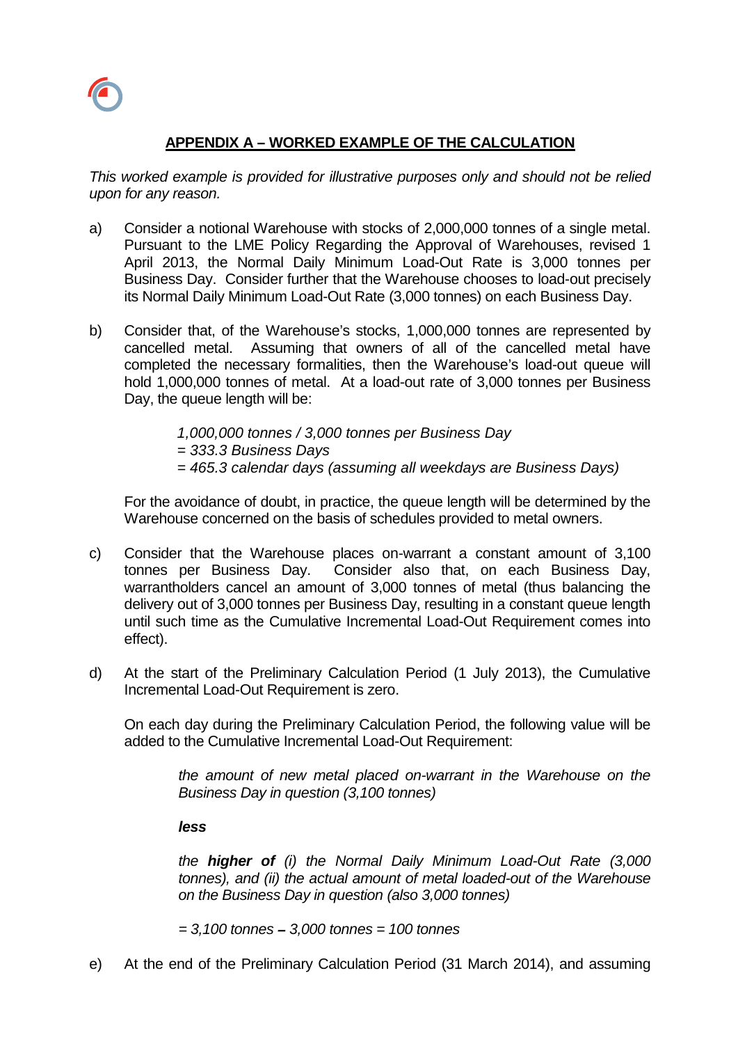## APPENDIX A – WORKED EXAMPLE OF THE CALCULATION

*This worked example is provided for illustrative purposes only and should not be relied upon for any reason.*

a) Consider a notional Warehouse with stocks of 2,000,000 tonnes of a single metal. Pursuant to the LME Policy Regarding the Approval of Warehouses, revised 1 April 2013, the Normal Daily Minimum Load-Out Rate is 3,000 tonnes per Business Day. Consider further that the Warehouse chooses to load-out precisely its Normal Daily Minimum Load-Out Rate (3,000 tonnes) on each Business Day.

b) Consider that, of the Warehouse's stocks, 1,000,000 tonnes are represented by cancelled metal. Assuming that owners of all of the cancelled metal have completed the necessary formalities, then the Warehouse's load-out queue will hold 1,000,000 tonnes of metal. At a load-out rate of 3,000 tonnes per Business Day, the queue length will be:

    *1,000,000 tonnes / 3,000 tonnes per Business Day*
    *= 333.3 Business Days*
    *= 465.3 calendar days (assuming all weekdays are Business Days)*

   For the avoidance of doubt, in practice, the queue length will be determined by the Warehouse concerned on the basis of schedules provided to metal owners.

c) Consider that the Warehouse places on-warrant a constant amount of 3,100 tonnes per Business Day. Consider also that, on each Business Day, warrantholders cancel an amount of 3,000 tonnes of metal (thus balancing the delivery out of 3,000 tonnes per Business Day, resulting in a constant queue length until such time as the Cumulative Incremental Load-Out Requirement comes into effect).

d) At the start of the Preliminary Calculation Period (1 July 2013), the Cumulative Incremental Load-Out Requirement is zero.

   On each day during the Preliminary Calculation Period, the following value will be added to the Cumulative Incremental Load-Out Requirement:

    *the amount of new metal placed on-warrant in the Warehouse on the Business Day in question (3,100 tonnes)*

    ***less***

    *the **higher of** (i) the Normal Daily Minimum Load-Out Rate (3,000 tonnes), and (ii) the actual amount of metal loaded-out of the Warehouse on the Business Day in question (also 3,000 tonnes)*

    *= 3,100 tonnes – 3,000 tonnes = 100 tonnes*

e) At the end of the Preliminary Calculation Period (31 March 2014), and assuming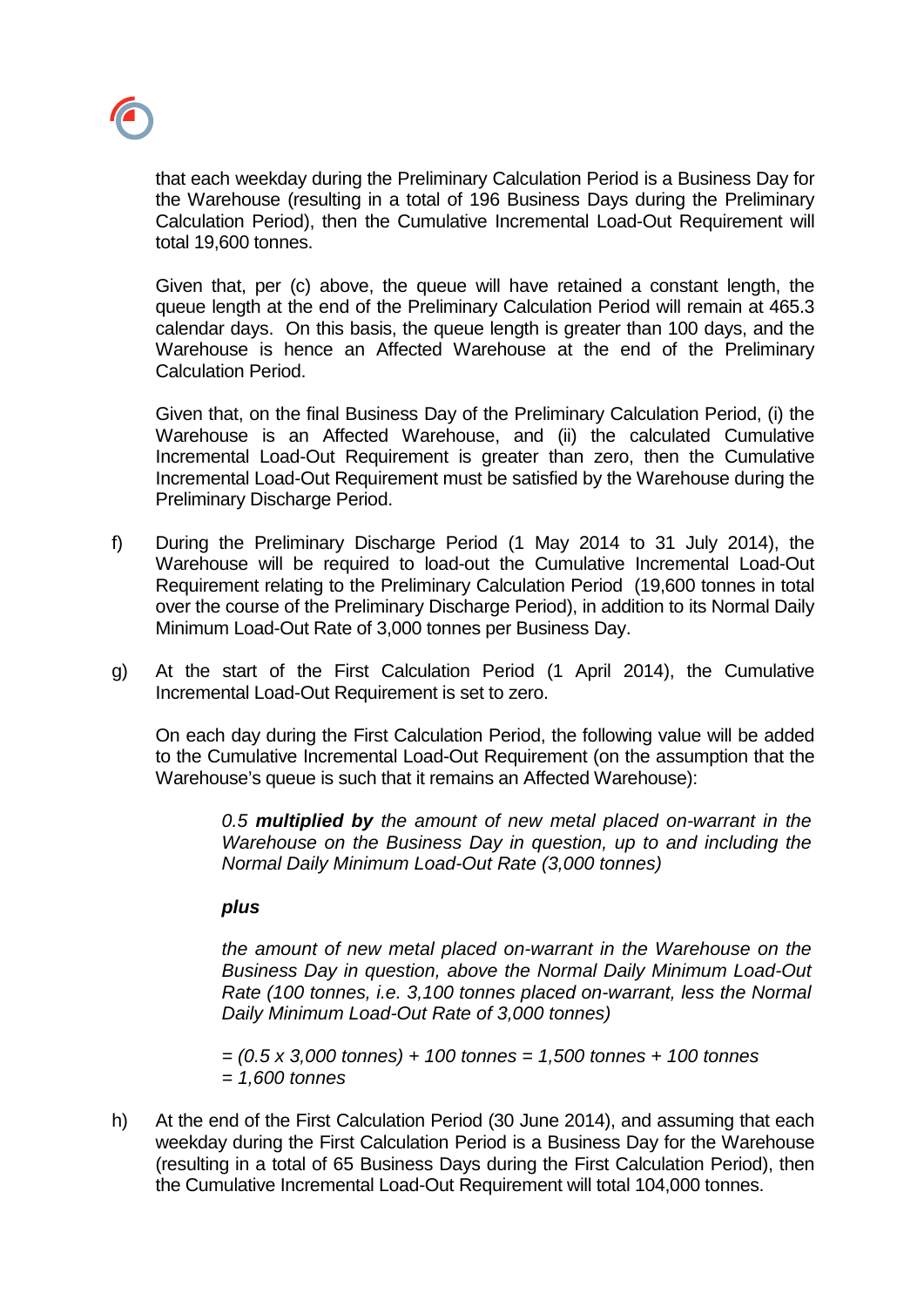that each weekday during the Preliminary Calculation Period is a Business Day for the Warehouse (resulting in a total of 196 Business Days during the Preliminary Calculation Period), then the Cumulative Incremental Load-Out Requirement will total 19,600 tonnes.

Given that, per (c) above, the queue will have retained a constant length, the queue length at the end of the Preliminary Calculation Period will remain at 465.3 calendar days. On this basis, the queue length is greater than 100 days, and the Warehouse is hence an Affected Warehouse at the end of the Preliminary Calculation Period.

Given that, on the final Business Day of the Preliminary Calculation Period, (i) the Warehouse is an Affected Warehouse, and (ii) the calculated Cumulative Incremental Load-Out Requirement is greater than zero, then the Cumulative Incremental Load-Out Requirement must be satisfied by the Warehouse during the Preliminary Discharge Period.

f) During the Preliminary Discharge Period (1 May 2014 to 31 July 2014), the Warehouse will be required to load-out the Cumulative Incremental Load-Out Requirement relating to the Preliminary Calculation Period (19,600 tonnes in total over the course of the Preliminary Discharge Period), in addition to its Normal Daily Minimum Load-Out Rate of 3,000 tonnes per Business Day.

g) At the start of the First Calculation Period (1 April 2014), the Cumulative Incremental Load-Out Requirement is set to zero.

   On each day during the First Calculation Period, the following value will be added to the Cumulative Incremental Load-Out Requirement (on the assumption that the Warehouse's queue is such that it remains an Affected Warehouse):

   > *0.5* ***multiplied by*** *the amount of new metal placed on-warrant in the Warehouse on the Business Day in question, up to and including the Normal Daily Minimum Load-Out Rate (3,000 tonnes)*
   >
   > ***plus***
   >
   > *the amount of new metal placed on-warrant in the Warehouse on the Business Day in question, above the Normal Daily Minimum Load-Out Rate (100 tonnes, i.e. 3,100 tonnes placed on-warrant, less the Normal Daily Minimum Load-Out Rate of 3,000 tonnes)*
   >
   > *= (0.5 x 3,000 tonnes) + 100 tonnes = 1,500 tonnes + 100 tonnes*
   > *= 1,600 tonnes*

h) At the end of the First Calculation Period (30 June 2014), and assuming that each weekday during the First Calculation Period is a Business Day for the Warehouse (resulting in a total of 65 Business Days during the First Calculation Period), then the Cumulative Incremental Load-Out Requirement will total 104,000 tonnes.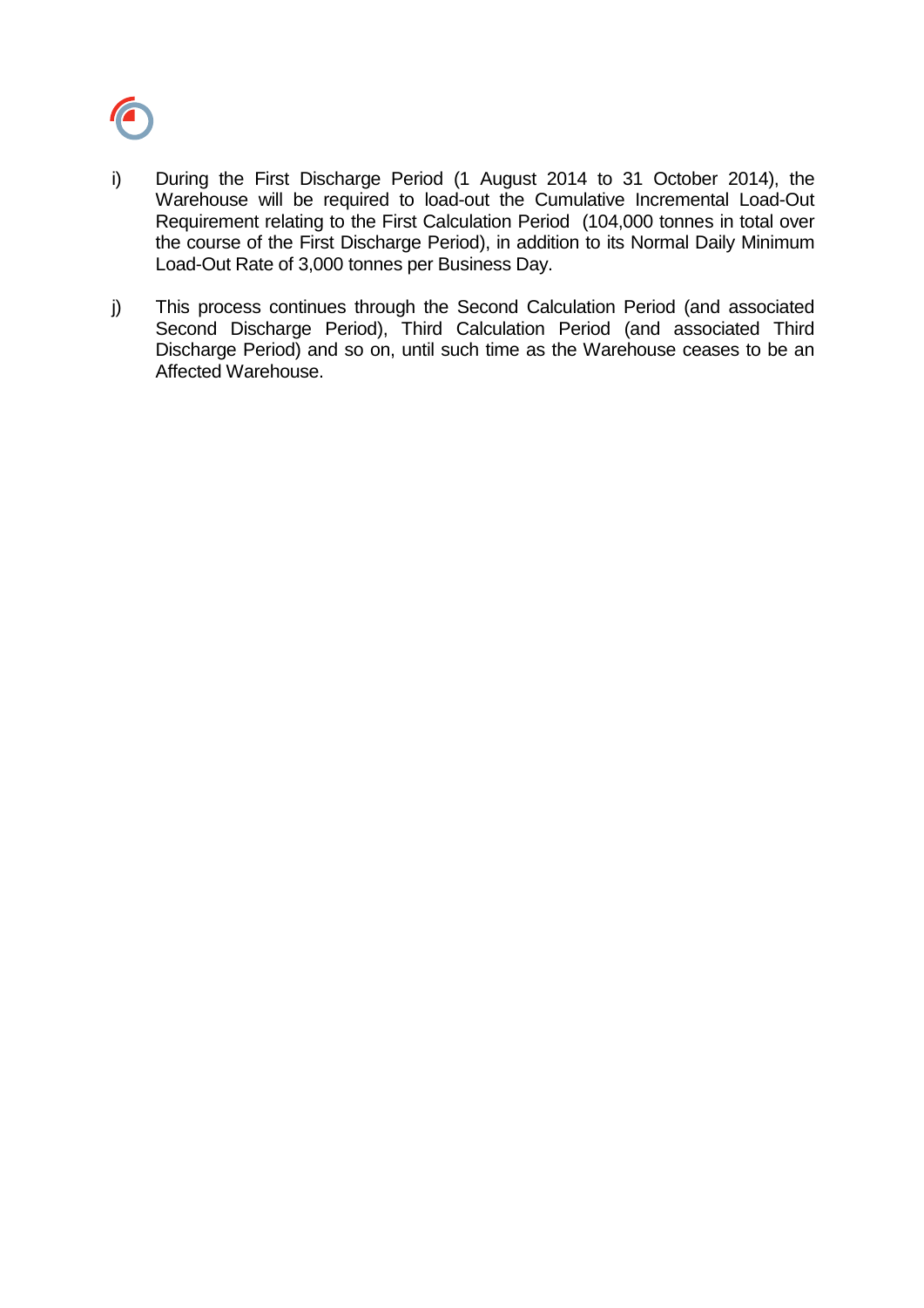i) During the First Discharge Period (1 August 2014 to 31 October 2014), the Warehouse will be required to load-out the Cumulative Incremental Load-Out Requirement relating to the First Calculation Period (104,000 tonnes in total over the course of the First Discharge Period), in addition to its Normal Daily Minimum Load-Out Rate of 3,000 tonnes per Business Day.

j) This process continues through the Second Calculation Period (and associated Second Discharge Period), Third Calculation Period (and associated Third Discharge Period) and so on, until such time as the Warehouse ceases to be an Affected Warehouse.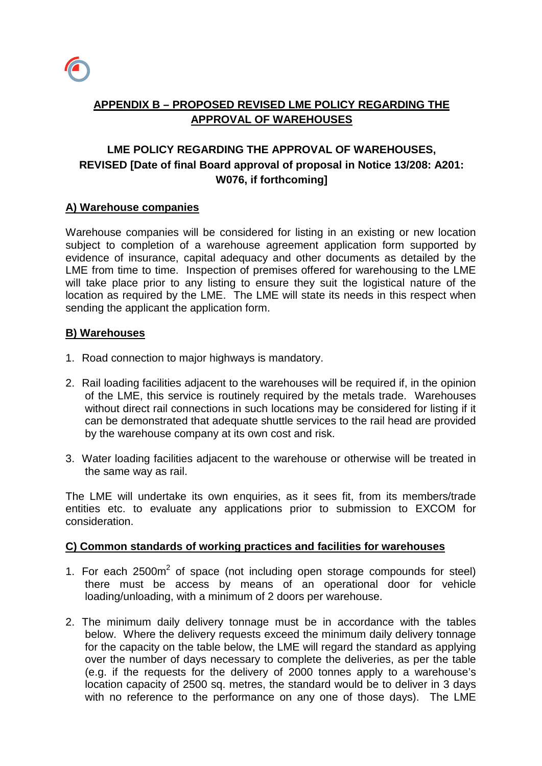## APPENDIX B – PROPOSED REVISED LME POLICY REGARDING THE APPROVAL OF WAREHOUSES

### LME POLICY REGARDING THE APPROVAL OF WAREHOUSES, REVISED [Date of final Board approval of proposal in Notice 13/208: A201: W076, if forthcoming]

**A) Warehouse companies**

Warehouse companies will be considered for listing in an existing or new location subject to completion of a warehouse agreement application form supported by evidence of insurance, capital adequacy and other documents as detailed by the LME from time to time. Inspection of premises offered for warehousing to the LME will take place prior to any listing to ensure they suit the logistical nature of the location as required by the LME. The LME will state its needs in this respect when sending the applicant the application form.

**B) Warehouses**

1. Road connection to major highways is mandatory.

2. Rail loading facilities adjacent to the warehouses will be required if, in the opinion of the LME, this service is routinely required by the metals trade. Warehouses without direct rail connections in such locations may be considered for listing if it can be demonstrated that adequate shuttle services to the rail head are provided by the warehouse company at its own cost and risk.

3. Water loading facilities adjacent to the warehouse or otherwise will be treated in the same way as rail.

The LME will undertake its own enquiries, as it sees fit, from its members/trade entities etc. to evaluate any applications prior to submission to EXCOM for consideration.

**C) Common standards of working practices and facilities for warehouses**

1. For each 2500m$^2$ of space (not including open storage compounds for steel) there must be access by means of an operational door for vehicle loading/unloading, with a minimum of 2 doors per warehouse.

2. The minimum daily delivery tonnage must be in accordance with the tables below. Where the delivery requests exceed the minimum daily delivery tonnage for the capacity on the table below, the LME will regard the standard as applying over the number of days necessary to complete the deliveries, as per the table (e.g. if the requests for the delivery of 2000 tonnes apply to a warehouse's location capacity of 2500 sq. metres, the standard would be to deliver in 3 days with no reference to the performance on any one of those days). The LME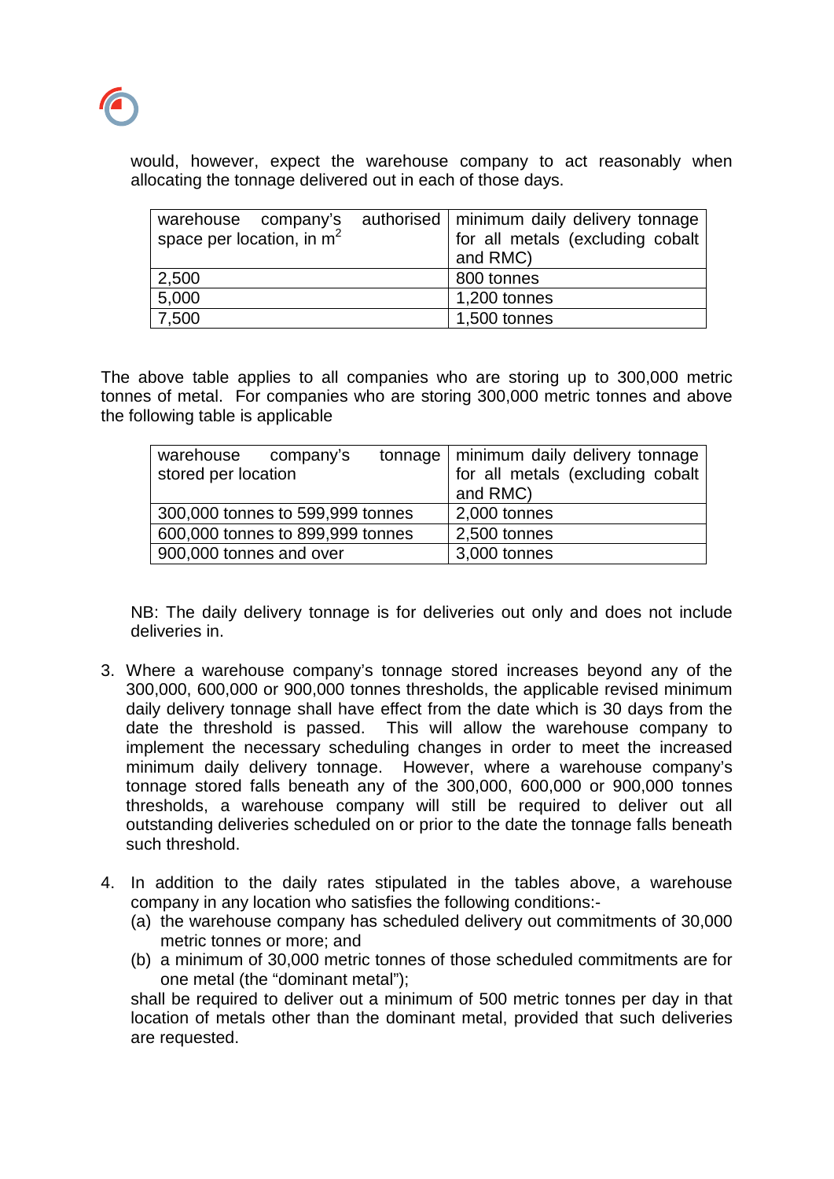would, however, expect the warehouse company to act reasonably when allocating the tonnage delivered out in each of those days.

| warehouse company's authorised space per location, in $m^2$ | minimum daily delivery tonnage for all metals (excluding cobalt and RMC) |
|---|---|
| 2,500 | 800 tonnes |
| 5,000 | 1,200 tonnes |
| 7,500 | 1,500 tonnes |

The above table applies to all companies who are storing up to 300,000 metric tonnes of metal. For companies who are storing 300,000 metric tonnes and above the following table is applicable

| warehouse company's tonnage stored per location | minimum daily delivery tonnage for all metals (excluding cobalt and RMC) |
|---|---|
| 300,000 tonnes to 599,999 tonnes | 2,000 tonnes |
| 600,000 tonnes to 899,999 tonnes | 2,500 tonnes |
| 900,000 tonnes and over | 3,000 tonnes |

NB: The daily delivery tonnage is for deliveries out only and does not include deliveries in.

3. Where a warehouse company's tonnage stored increases beyond any of the 300,000, 600,000 or 900,000 tonnes thresholds, the applicable revised minimum daily delivery tonnage shall have effect from the date which is 30 days from the date the threshold is passed. This will allow the warehouse company to implement the necessary scheduling changes in order to meet the increased minimum daily delivery tonnage. However, where a warehouse company's tonnage stored falls beneath any of the 300,000, 600,000 or 900,000 tonnes thresholds, a warehouse company will still be required to deliver out all outstanding deliveries scheduled on or prior to the date the tonnage falls beneath such threshold.

4. In addition to the daily rates stipulated in the tables above, a warehouse company in any location who satisfies the following conditions:-
   (a) the warehouse company has scheduled delivery out commitments of 30,000 metric tonnes or more; and
   (b) a minimum of 30,000 metric tonnes of those scheduled commitments are for one metal (the "dominant metal");

   shall be required to deliver out a minimum of 500 metric tonnes per day in that location of metals other than the dominant metal, provided that such deliveries are requested.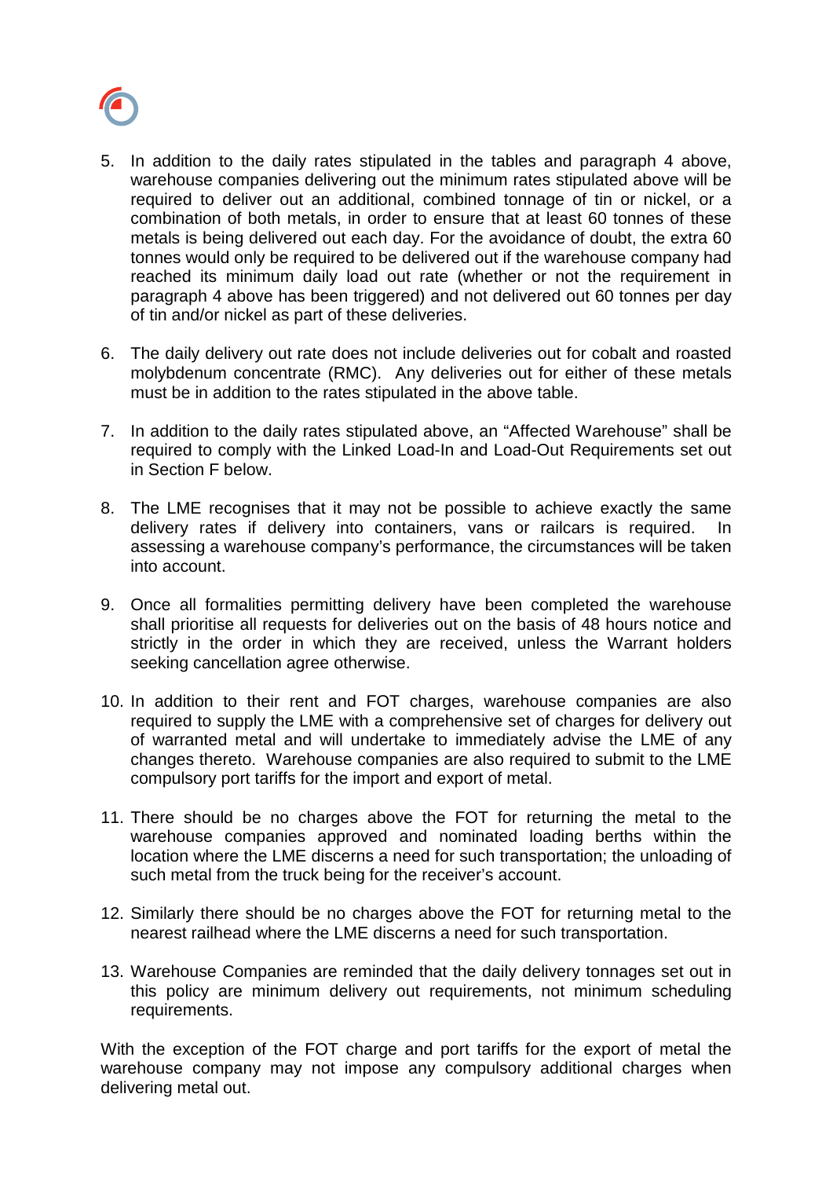5. In addition to the daily rates stipulated in the tables and paragraph 4 above, warehouse companies delivering out the minimum rates stipulated above will be required to deliver out an additional, combined tonnage of tin or nickel, or a combination of both metals, in order to ensure that at least 60 tonnes of these metals is being delivered out each day. For the avoidance of doubt, the extra 60 tonnes would only be required to be delivered out if the warehouse company had reached its minimum daily load out rate (whether or not the requirement in paragraph 4 above has been triggered) and not delivered out 60 tonnes per day of tin and/or nickel as part of these deliveries.

6. The daily delivery out rate does not include deliveries out for cobalt and roasted molybdenum concentrate (RMC). Any deliveries out for either of these metals must be in addition to the rates stipulated in the above table.

7. In addition to the daily rates stipulated above, an "Affected Warehouse" shall be required to comply with the Linked Load-In and Load-Out Requirements set out in Section F below.

8. The LME recognises that it may not be possible to achieve exactly the same delivery rates if delivery into containers, vans or railcars is required. In assessing a warehouse company's performance, the circumstances will be taken into account.

9. Once all formalities permitting delivery have been completed the warehouse shall prioritise all requests for deliveries out on the basis of 48 hours notice and strictly in the order in which they are received, unless the Warrant holders seeking cancellation agree otherwise.

10. In addition to their rent and FOT charges, warehouse companies are also required to supply the LME with a comprehensive set of charges for delivery out of warranted metal and will undertake to immediately advise the LME of any changes thereto. Warehouse companies are also required to submit to the LME compulsory port tariffs for the import and export of metal.

11. There should be no charges above the FOT for returning the metal to the warehouse companies approved and nominated loading berths within the location where the LME discerns a need for such transportation; the unloading of such metal from the truck being for the receiver's account.

12. Similarly there should be no charges above the FOT for returning metal to the nearest railhead where the LME discerns a need for such transportation.

13. Warehouse Companies are reminded that the daily delivery tonnages set out in this policy are minimum delivery out requirements, not minimum scheduling requirements.

With the exception of the FOT charge and port tariffs for the export of metal the warehouse company may not impose any compulsory additional charges when delivering metal out.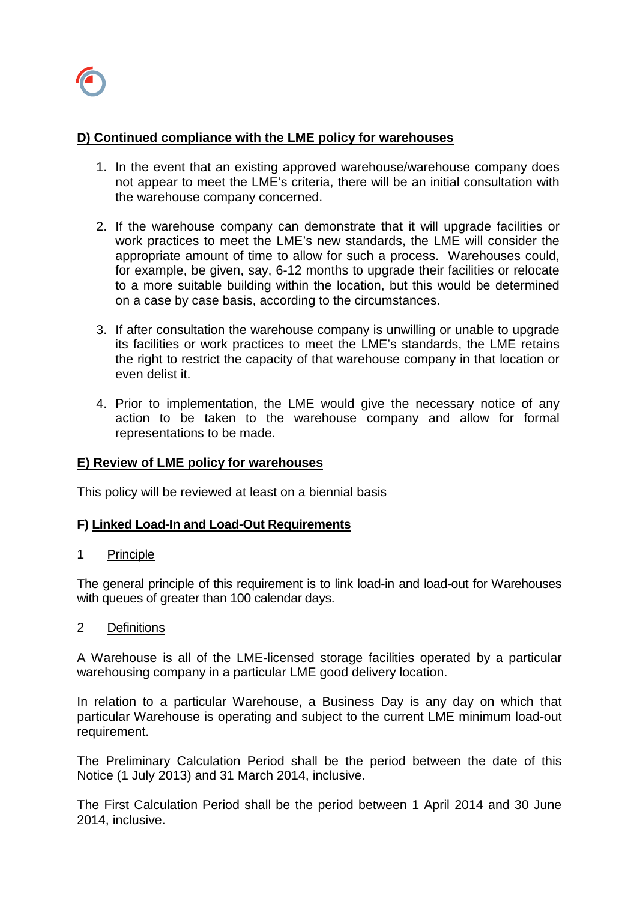## D) Continued compliance with the LME policy for warehouses

1. In the event that an existing approved warehouse/warehouse company does not appear to meet the LME's criteria, there will be an initial consultation with the warehouse company concerned.

2. If the warehouse company can demonstrate that it will upgrade facilities or work practices to meet the LME's new standards, the LME will consider the appropriate amount of time to allow for such a process. Warehouses could, for example, be given, say, 6-12 months to upgrade their facilities or relocate to a more suitable building within the location, but this would be determined on a case by case basis, according to the circumstances.

3. If after consultation the warehouse company is unwilling or unable to upgrade its facilities or work practices to meet the LME's standards, the LME retains the right to restrict the capacity of that warehouse company in that location or even delist it.

4. Prior to implementation, the LME would give the necessary notice of any action to be taken to the warehouse company and allow for formal representations to be made.

## E) Review of LME policy for warehouses

This policy will be reviewed at least on a biennial basis

## F) Linked Load-In and Load-Out Requirements

### 1 Principle

The general principle of this requirement is to link load-in and load-out for Warehouses with queues of greater than 100 calendar days.

### 2 Definitions

A Warehouse is all of the LME-licensed storage facilities operated by a particular warehousing company in a particular LME good delivery location.

In relation to a particular Warehouse, a Business Day is any day on which that particular Warehouse is operating and subject to the current LME minimum load-out requirement.

The Preliminary Calculation Period shall be the period between the date of this Notice (1 July 2013) and 31 March 2014, inclusive.

The First Calculation Period shall be the period between 1 April 2014 and 30 June 2014, inclusive.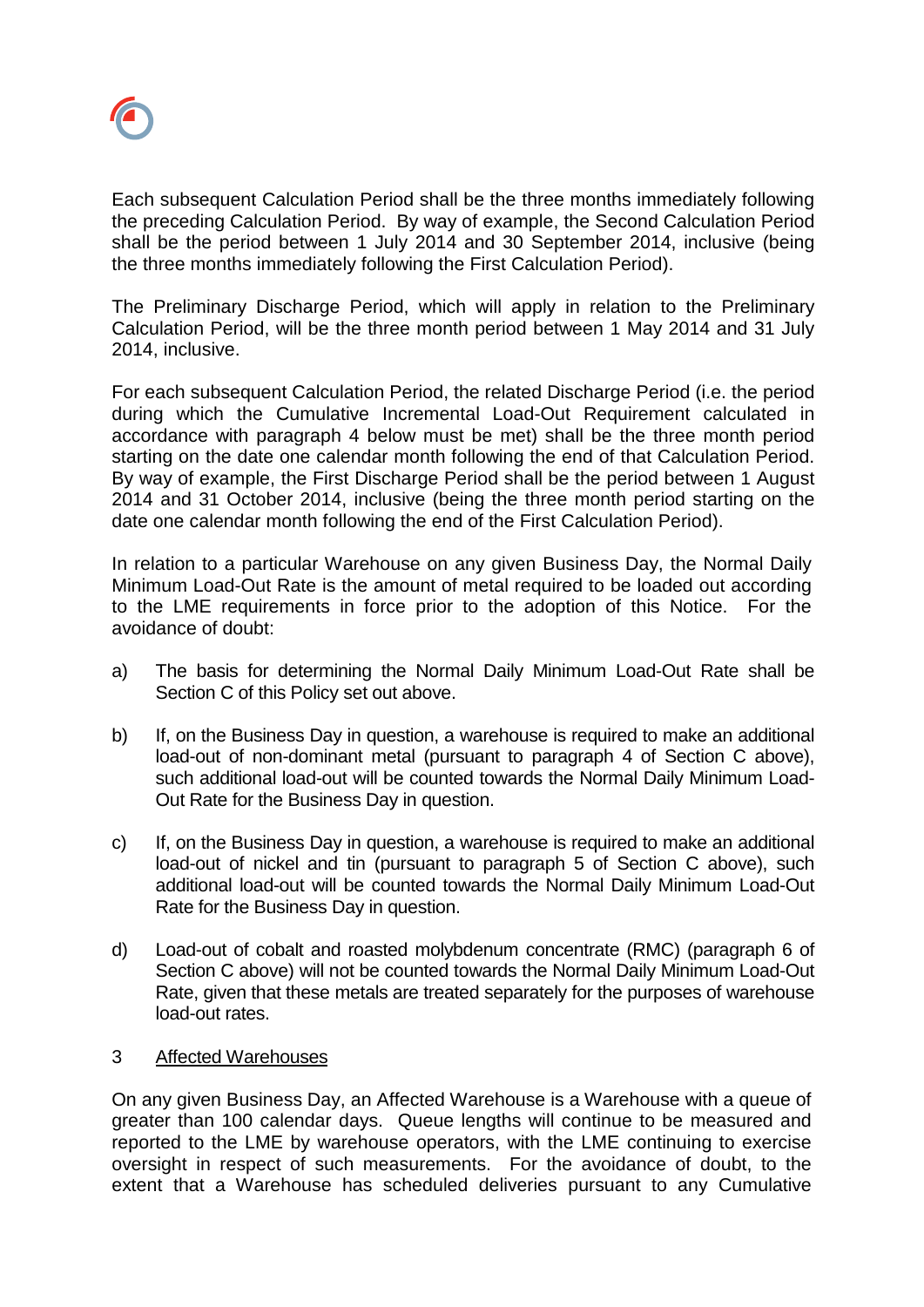Each subsequent Calculation Period shall be the three months immediately following the preceding Calculation Period. By way of example, the Second Calculation Period shall be the period between 1 July 2014 and 30 September 2014, inclusive (being the three months immediately following the First Calculation Period).

The Preliminary Discharge Period, which will apply in relation to the Preliminary Calculation Period, will be the three month period between 1 May 2014 and 31 July 2014, inclusive.

For each subsequent Calculation Period, the related Discharge Period (i.e. the period during which the Cumulative Incremental Load-Out Requirement calculated in accordance with paragraph 4 below must be met) shall be the three month period starting on the date one calendar month following the end of that Calculation Period. By way of example, the First Discharge Period shall be the period between 1 August 2014 and 31 October 2014, inclusive (being the three month period starting on the date one calendar month following the end of the First Calculation Period).

In relation to a particular Warehouse on any given Business Day, the Normal Daily Minimum Load-Out Rate is the amount of metal required to be loaded out according to the LME requirements in force prior to the adoption of this Notice. For the avoidance of doubt:

a) The basis for determining the Normal Daily Minimum Load-Out Rate shall be Section C of this Policy set out above.

b) If, on the Business Day in question, a warehouse is required to make an additional load-out of non-dominant metal (pursuant to paragraph 4 of Section C above), such additional load-out will be counted towards the Normal Daily Minimum Load-Out Rate for the Business Day in question.

c) If, on the Business Day in question, a warehouse is required to make an additional load-out of nickel and tin (pursuant to paragraph 5 of Section C above), such additional load-out will be counted towards the Normal Daily Minimum Load-Out Rate for the Business Day in question.

d) Load-out of cobalt and roasted molybdenum concentrate (RMC) (paragraph 6 of Section C above) will not be counted towards the Normal Daily Minimum Load-Out Rate, given that these metals are treated separately for the purposes of warehouse load-out rates.

3 Affected Warehouses

On any given Business Day, an Affected Warehouse is a Warehouse with a queue of greater than 100 calendar days. Queue lengths will continue to be measured and reported to the LME by warehouse operators, with the LME continuing to exercise oversight in respect of such measurements. For the avoidance of doubt, to the extent that a Warehouse has scheduled deliveries pursuant to any Cumulative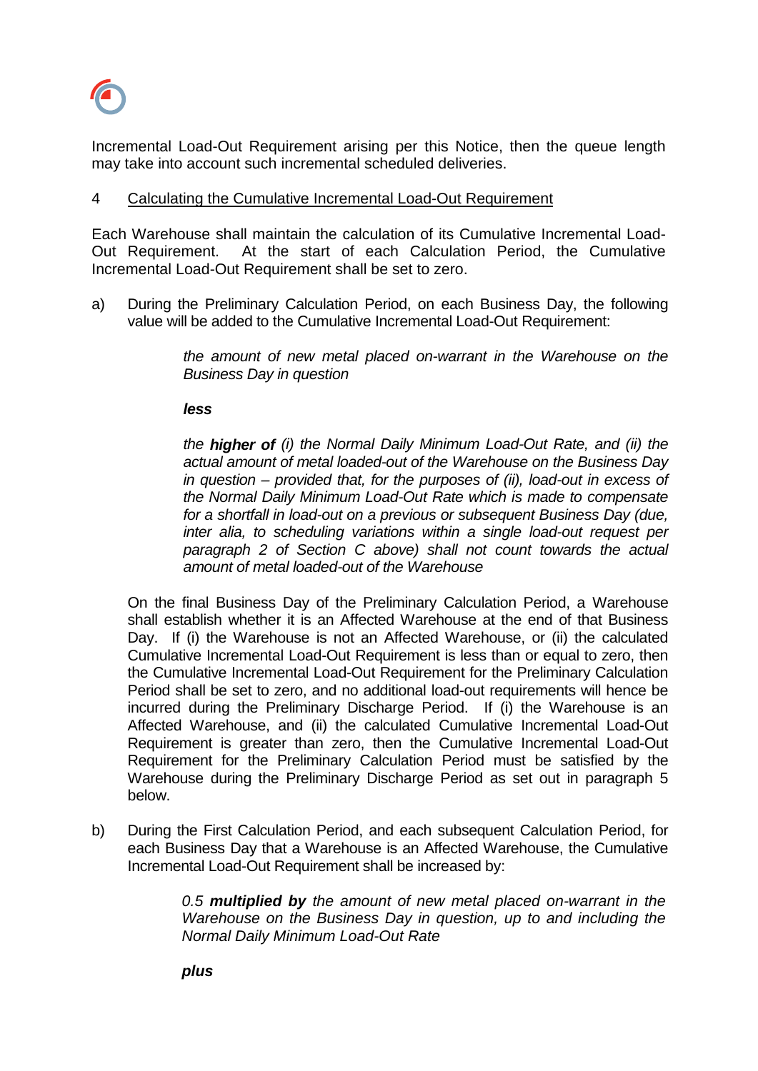Incremental Load-Out Requirement arising per this Notice, then the queue length may take into account such incremental scheduled deliveries.

## 4 Calculating the Cumulative Incremental Load-Out Requirement

Each Warehouse shall maintain the calculation of its Cumulative Incremental Load-Out Requirement. At the start of each Calculation Period, the Cumulative Incremental Load-Out Requirement shall be set to zero.

a) During the Preliminary Calculation Period, on each Business Day, the following value will be added to the Cumulative Incremental Load-Out Requirement:

> *the amount of new metal placed on-warrant in the Warehouse on the Business Day in question*
>
> ***less***
>
> *the **higher of** (i) the Normal Daily Minimum Load-Out Rate, and (ii) the actual amount of metal loaded-out of the Warehouse on the Business Day in question – provided that, for the purposes of (ii), load-out in excess of the Normal Daily Minimum Load-Out Rate which is made to compensate for a shortfall in load-out on a previous or subsequent Business Day (due, inter alia, to scheduling variations within a single load-out request per paragraph 2 of Section C above) shall not count towards the actual amount of metal loaded-out of the Warehouse*

On the final Business Day of the Preliminary Calculation Period, a Warehouse shall establish whether it is an Affected Warehouse at the end of that Business Day. If (i) the Warehouse is not an Affected Warehouse, or (ii) the calculated Cumulative Incremental Load-Out Requirement is less than or equal to zero, then the Cumulative Incremental Load-Out Requirement for the Preliminary Calculation Period shall be set to zero, and no additional load-out requirements will hence be incurred during the Preliminary Discharge Period. If (i) the Warehouse is an Affected Warehouse, and (ii) the calculated Cumulative Incremental Load-Out Requirement is greater than zero, then the Cumulative Incremental Load-Out Requirement for the Preliminary Calculation Period must be satisfied by the Warehouse during the Preliminary Discharge Period as set out in paragraph 5 below.

b) During the First Calculation Period, and each subsequent Calculation Period, for each Business Day that a Warehouse is an Affected Warehouse, the Cumulative Incremental Load-Out Requirement shall be increased by:

> *0.5 **multiplied by** the amount of new metal placed on-warrant in the Warehouse on the Business Day in question, up to and including the Normal Daily Minimum Load-Out Rate*
>
> ***plus***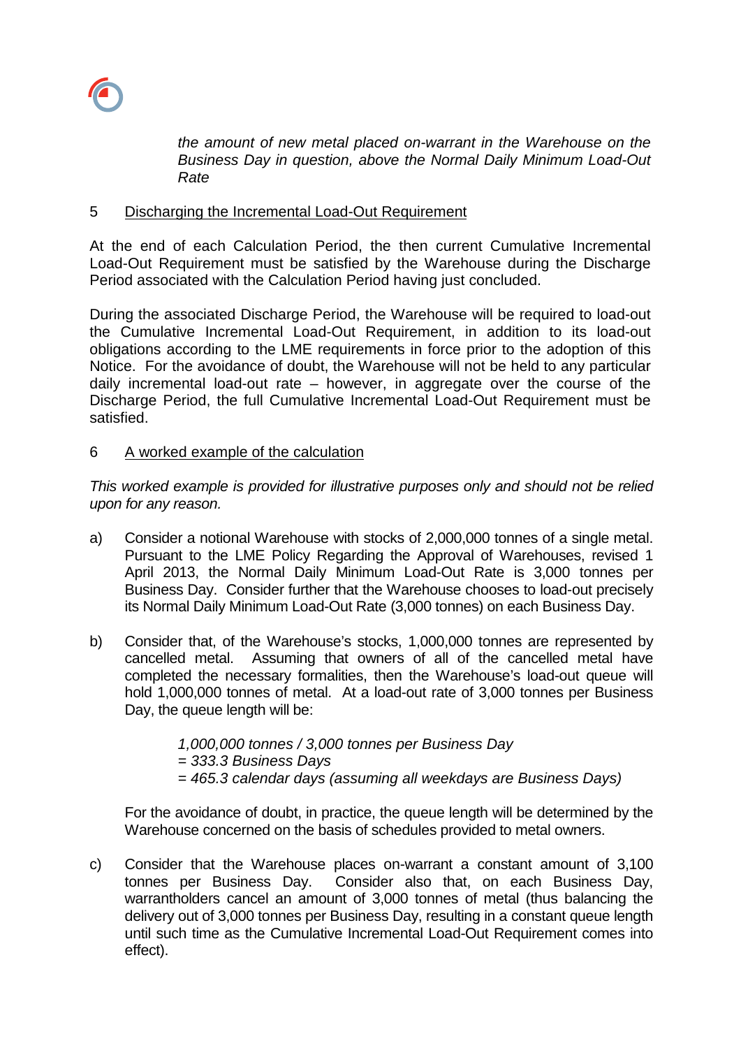*the amount of new metal placed on-warrant in the Warehouse on the Business Day in question, above the Normal Daily Minimum Load-Out Rate*

## 5 Discharging the Incremental Load-Out Requirement

At the end of each Calculation Period, the then current Cumulative Incremental Load-Out Requirement must be satisfied by the Warehouse during the Discharge Period associated with the Calculation Period having just concluded.

During the associated Discharge Period, the Warehouse will be required to load-out the Cumulative Incremental Load-Out Requirement, in addition to its load-out obligations according to the LME requirements in force prior to the adoption of this Notice. For the avoidance of doubt, the Warehouse will not be held to any particular daily incremental load-out rate – however, in aggregate over the course of the Discharge Period, the full Cumulative Incremental Load-Out Requirement must be satisfied.

## 6 A worked example of the calculation

*This worked example is provided for illustrative purposes only and should not be relied upon for any reason.*

a) Consider a notional Warehouse with stocks of 2,000,000 tonnes of a single metal. Pursuant to the LME Policy Regarding the Approval of Warehouses, revised 1 April 2013, the Normal Daily Minimum Load-Out Rate is 3,000 tonnes per Business Day. Consider further that the Warehouse chooses to load-out precisely its Normal Daily Minimum Load-Out Rate (3,000 tonnes) on each Business Day.

b) Consider that, of the Warehouse's stocks, 1,000,000 tonnes are represented by cancelled metal. Assuming that owners of all of the cancelled metal have completed the necessary formalities, then the Warehouse's load-out queue will hold 1,000,000 tonnes of metal. At a load-out rate of 3,000 tonnes per Business Day, the queue length will be:

   *1,000,000 tonnes / 3,000 tonnes per Business Day*
   *= 333.3 Business Days*
   *= 465.3 calendar days (assuming all weekdays are Business Days)*

   For the avoidance of doubt, in practice, the queue length will be determined by the Warehouse concerned on the basis of schedules provided to metal owners.

c) Consider that the Warehouse places on-warrant a constant amount of 3,100 tonnes per Business Day. Consider also that, on each Business Day, warrantholders cancel an amount of 3,000 tonnes of metal (thus balancing the delivery out of 3,000 tonnes per Business Day, resulting in a constant queue length until such time as the Cumulative Incremental Load-Out Requirement comes into effect).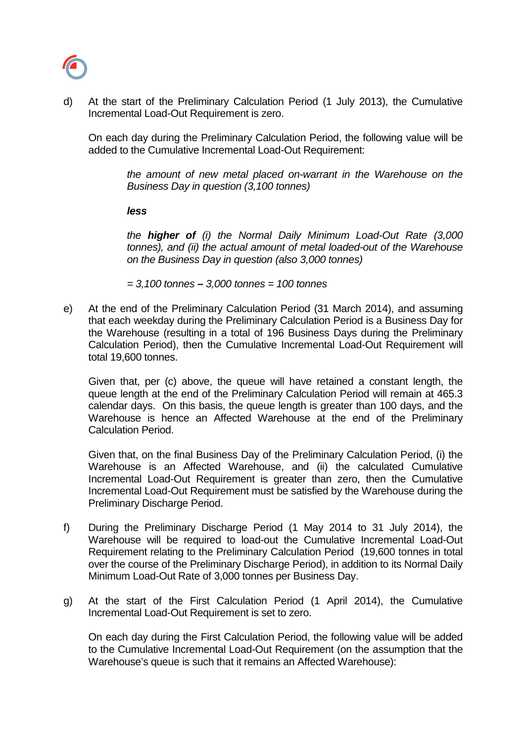d) At the start of the Preliminary Calculation Period (1 July 2013), the Cumulative Incremental Load-Out Requirement is zero.

On each day during the Preliminary Calculation Period, the following value will be added to the Cumulative Incremental Load-Out Requirement:

> *the amount of new metal placed on-warrant in the Warehouse on the Business Day in question (3,100 tonnes)*
>
> ***less***
>
> *the **higher of** (i) the Normal Daily Minimum Load-Out Rate (3,000 tonnes), and (ii) the actual amount of metal loaded-out of the Warehouse on the Business Day in question (also 3,000 tonnes)*
>
> *= 3,100 tonnes **–** 3,000 tonnes = 100 tonnes*

e) At the end of the Preliminary Calculation Period (31 March 2014), and assuming that each weekday during the Preliminary Calculation Period is a Business Day for the Warehouse (resulting in a total of 196 Business Days during the Preliminary Calculation Period), then the Cumulative Incremental Load-Out Requirement will total 19,600 tonnes.

Given that, per (c) above, the queue will have retained a constant length, the queue length at the end of the Preliminary Calculation Period will remain at 465.3 calendar days. On this basis, the queue length is greater than 100 days, and the Warehouse is hence an Affected Warehouse at the end of the Preliminary Calculation Period.

Given that, on the final Business Day of the Preliminary Calculation Period, (i) the Warehouse is an Affected Warehouse, and (ii) the calculated Cumulative Incremental Load-Out Requirement is greater than zero, then the Cumulative Incremental Load-Out Requirement must be satisfied by the Warehouse during the Preliminary Discharge Period.

f) During the Preliminary Discharge Period (1 May 2014 to 31 July 2014), the Warehouse will be required to load-out the Cumulative Incremental Load-Out Requirement relating to the Preliminary Calculation Period (19,600 tonnes in total over the course of the Preliminary Discharge Period), in addition to its Normal Daily Minimum Load-Out Rate of 3,000 tonnes per Business Day.

g) At the start of the First Calculation Period (1 April 2014), the Cumulative Incremental Load-Out Requirement is set to zero.

On each day during the First Calculation Period, the following value will be added to the Cumulative Incremental Load-Out Requirement (on the assumption that the Warehouse's queue is such that it remains an Affected Warehouse):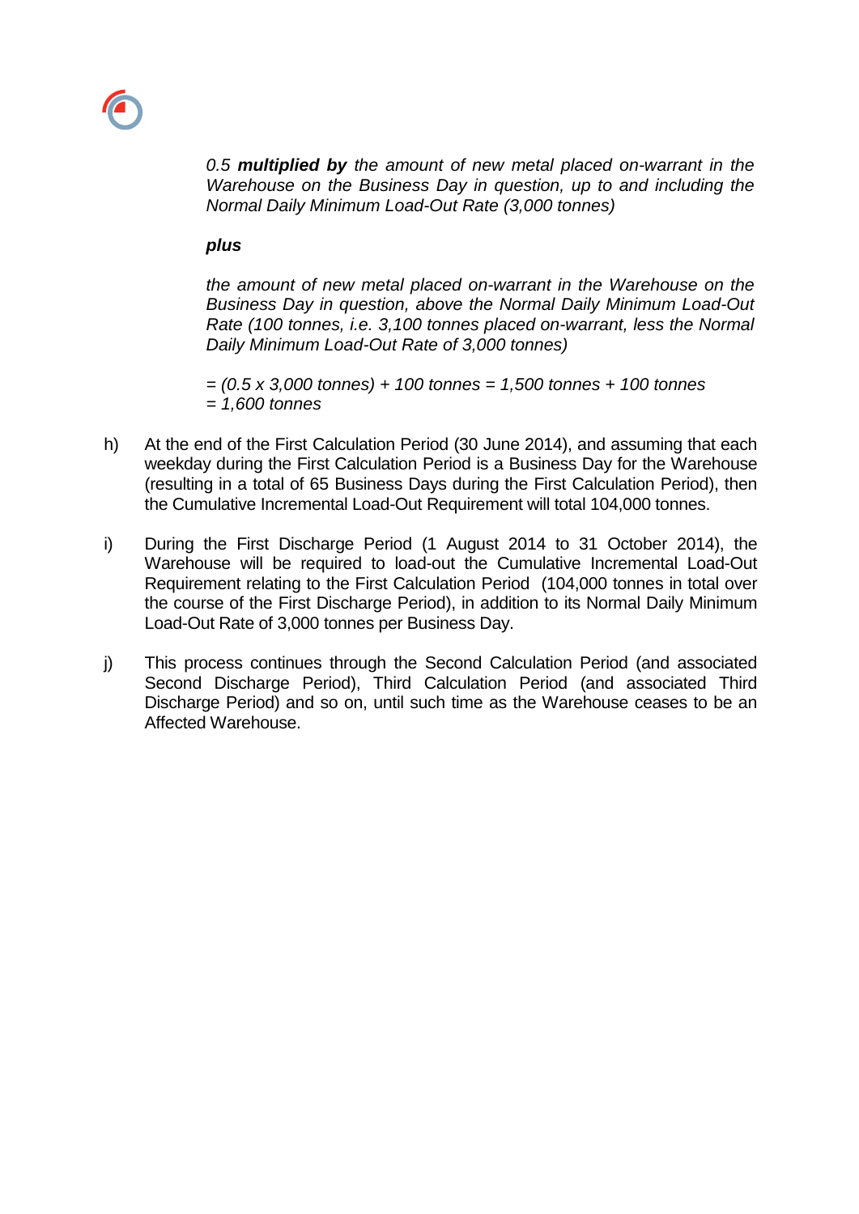*0.5 **multiplied by** the amount of new metal placed on-warrant in the Warehouse on the Business Day in question, up to and including the Normal Daily Minimum Load-Out Rate (3,000 tonnes)*

***plus***

*the amount of new metal placed on-warrant in the Warehouse on the Business Day in question, above the Normal Daily Minimum Load-Out Rate (100 tonnes, i.e. 3,100 tonnes placed on-warrant, less the Normal Daily Minimum Load-Out Rate of 3,000 tonnes)*

*= (0.5 x 3,000 tonnes) + 100 tonnes = 1,500 tonnes + 100 tonnes*
*= 1,600 tonnes*

h) At the end of the First Calculation Period (30 June 2014), and assuming that each weekday during the First Calculation Period is a Business Day for the Warehouse (resulting in a total of 65 Business Days during the First Calculation Period), then the Cumulative Incremental Load-Out Requirement will total 104,000 tonnes.

i) During the First Discharge Period (1 August 2014 to 31 October 2014), the Warehouse will be required to load-out the Cumulative Incremental Load-Out Requirement relating to the First Calculation Period (104,000 tonnes in total over the course of the First Discharge Period), in addition to its Normal Daily Minimum Load-Out Rate of 3,000 tonnes per Business Day.

j) This process continues through the Second Calculation Period (and associated Second Discharge Period), Third Calculation Period (and associated Third Discharge Period) and so on, until such time as the Warehouse ceases to be an Affected Warehouse.